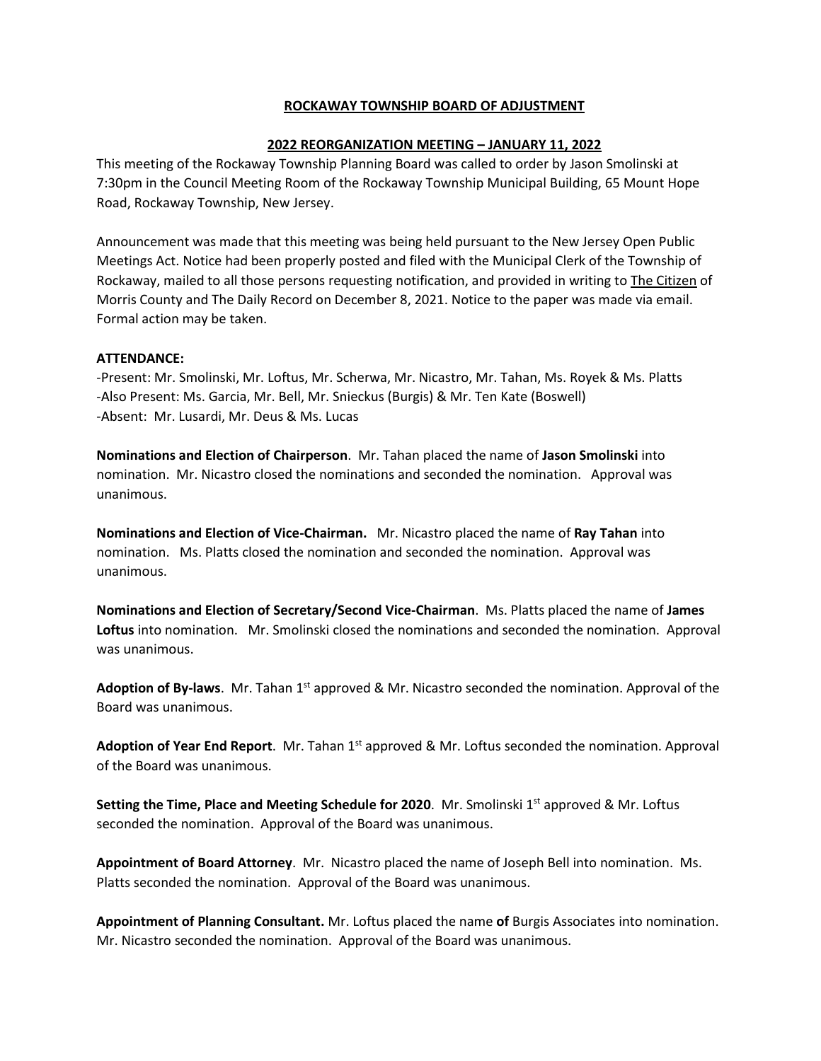# ROCKAWAY TOWNSHIP BOARD OF ADJUSTMENT

## 2022 REORGANIZATION MEETING – JANUARY 11, 2022

This meeting of the Rockaway Township Planning Board was called to order by Jason Smolinski at 7:30pm in the Council Meeting Room of the Rockaway Township Municipal Building, 65 Mount Hope Road, Rockaway Township, New Jersey.

Announcement was made that this meeting was being held pursuant to the New Jersey Open Public Meetings Act. Notice had been properly posted and filed with the Municipal Clerk of the Township of Rockaway, mailed to all those persons requesting notification, and provided in writing to The Citizen of Morris County and The Daily Record on December 8, 2021. Notice to the paper was made via email. Formal action may be taken.

**ATTENDANCE:**

-Present: Mr. Smolinski, Mr. Loftus, Mr. Scherwa, Mr. Nicastro, Mr. Tahan, Ms. Royek & Ms. Platts
-Also Present: Ms. Garcia, Mr. Bell, Mr. Snieckus (Burgis) & Mr. Ten Kate (Boswell)
-Absent: Mr. Lusardi, Mr. Deus & Ms. Lucas

**Nominations and Election of Chairperson**. Mr. Tahan placed the name of **Jason Smolinski** into nomination. Mr. Nicastro closed the nominations and seconded the nomination. Approval was unanimous.

**Nominations and Election of Vice-Chairman.** Mr. Nicastro placed the name of **Ray Tahan** into nomination. Ms. Platts closed the nomination and seconded the nomination. Approval was unanimous.

**Nominations and Election of Secretary/Second Vice-Chairman**. Ms. Platts placed the name of **James Loftus** into nomination. Mr. Smolinski closed the nominations and seconded the nomination. Approval was unanimous.

**Adoption of By-laws**. Mr. Tahan 1st approved & Mr. Nicastro seconded the nomination. Approval of the Board was unanimous.

**Adoption of Year End Report**. Mr. Tahan 1st approved & Mr. Loftus seconded the nomination. Approval of the Board was unanimous.

**Setting the Time, Place and Meeting Schedule for 2020**. Mr. Smolinski 1st approved & Mr. Loftus seconded the nomination. Approval of the Board was unanimous.

**Appointment of Board Attorney**. Mr. Nicastro placed the name of Joseph Bell into nomination. Ms. Platts seconded the nomination. Approval of the Board was unanimous.

**Appointment of Planning Consultant.** Mr. Loftus placed the name **of** Burgis Associates into nomination. Mr. Nicastro seconded the nomination. Approval of the Board was unanimous.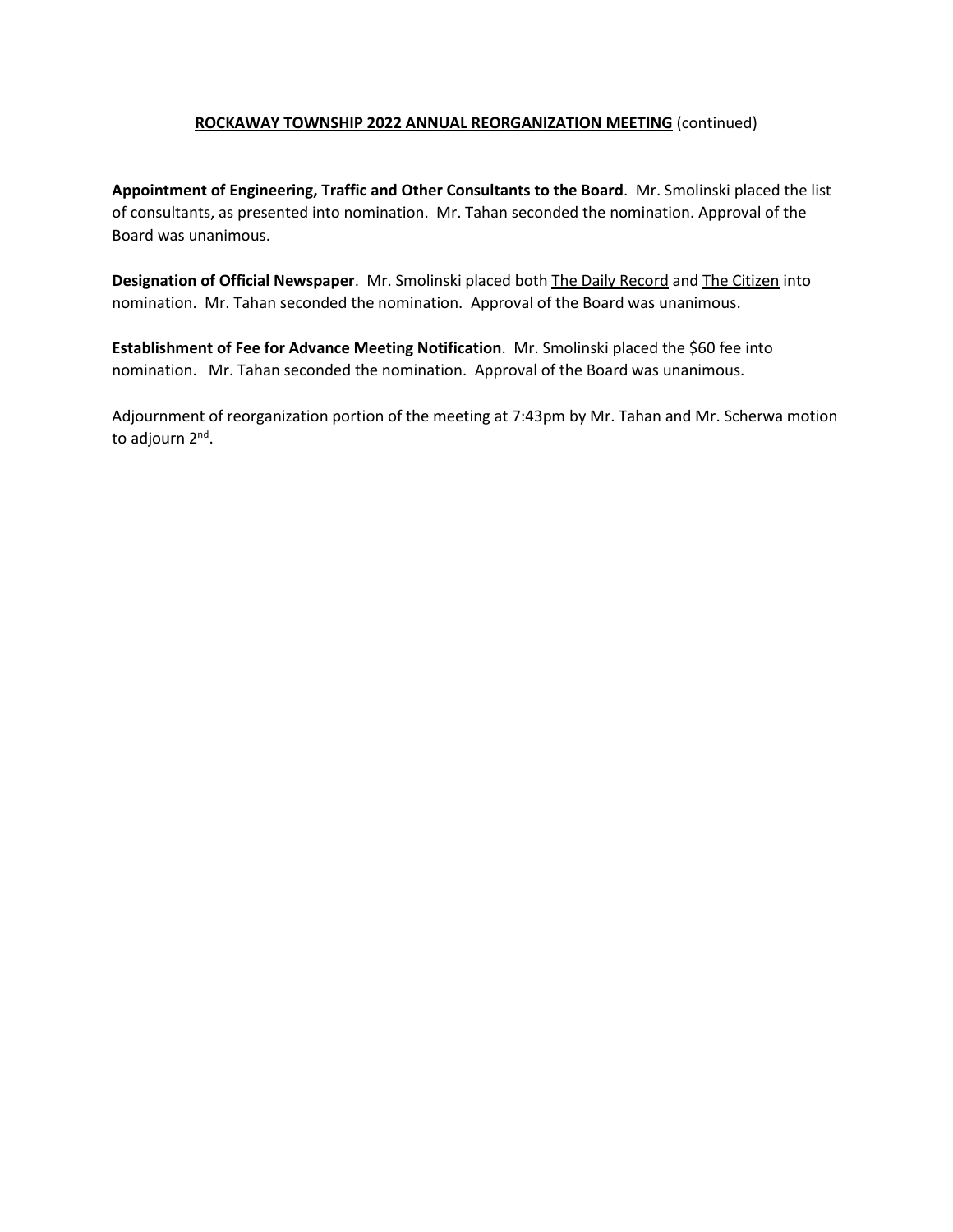**ROCKAWAY TOWNSHIP 2022 ANNUAL REORGANIZATION MEETING** (continued)

**Appointment of Engineering, Traffic and Other Consultants to the Board**. Mr. Smolinski placed the list of consultants, as presented into nomination. Mr. Tahan seconded the nomination. Approval of the Board was unanimous.

**Designation of Official Newspaper**. Mr. Smolinski placed both The Daily Record and The Citizen into nomination. Mr. Tahan seconded the nomination. Approval of the Board was unanimous.

**Establishment of Fee for Advance Meeting Notification**. Mr. Smolinski placed the $60 fee into nomination. Mr. Tahan seconded the nomination. Approval of the Board was unanimous.

Adjournment of reorganization portion of the meeting at 7:43pm by Mr. Tahan and Mr. Scherwa motion to adjourn 2nd.